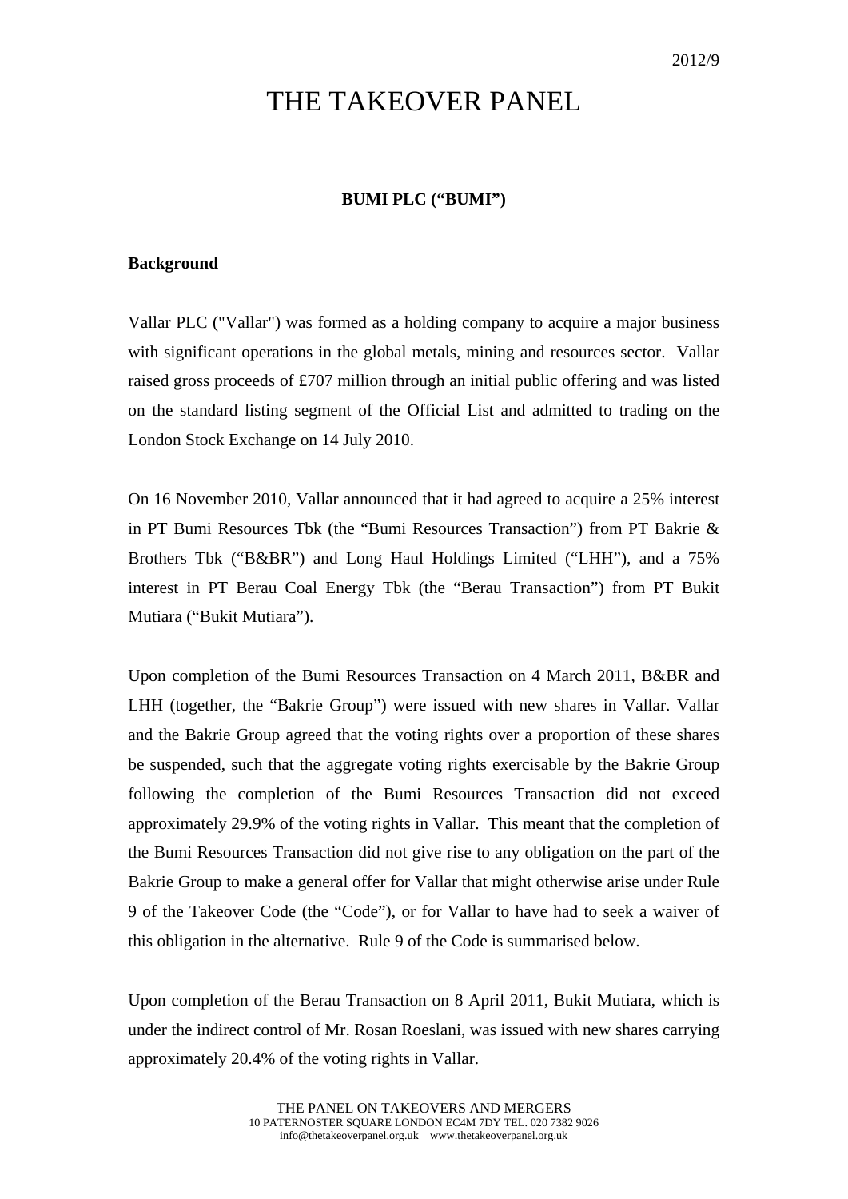2012/9

# THE TAKEOVER PANEL

**BUMI PLC ("BUMI")**

**Background**

Vallar PLC ("Vallar") was formed as a holding company to acquire a major business with significant operations in the global metals, mining and resources sector. Vallar raised gross proceeds of £707 million through an initial public offering and was listed on the standard listing segment of the Official List and admitted to trading on the London Stock Exchange on 14 July 2010.

On 16 November 2010, Vallar announced that it had agreed to acquire a 25% interest in PT Bumi Resources Tbk (the "Bumi Resources Transaction") from PT Bakrie & Brothers Tbk ("B&BR") and Long Haul Holdings Limited ("LHH"), and a 75% interest in PT Berau Coal Energy Tbk (the "Berau Transaction") from PT Bukit Mutiara ("Bukit Mutiara").

Upon completion of the Bumi Resources Transaction on 4 March 2011, B&BR and LHH (together, the "Bakrie Group") were issued with new shares in Vallar. Vallar and the Bakrie Group agreed that the voting rights over a proportion of these shares be suspended, such that the aggregate voting rights exercisable by the Bakrie Group following the completion of the Bumi Resources Transaction did not exceed approximately 29.9% of the voting rights in Vallar. This meant that the completion of the Bumi Resources Transaction did not give rise to any obligation on the part of the Bakrie Group to make a general offer for Vallar that might otherwise arise under Rule 9 of the Takeover Code (the "Code"), or for Vallar to have had to seek a waiver of this obligation in the alternative. Rule 9 of the Code is summarised below.

Upon completion of the Berau Transaction on 8 April 2011, Bukit Mutiara, which is under the indirect control of Mr. Rosan Roeslani, was issued with new shares carrying approximately 20.4% of the voting rights in Vallar.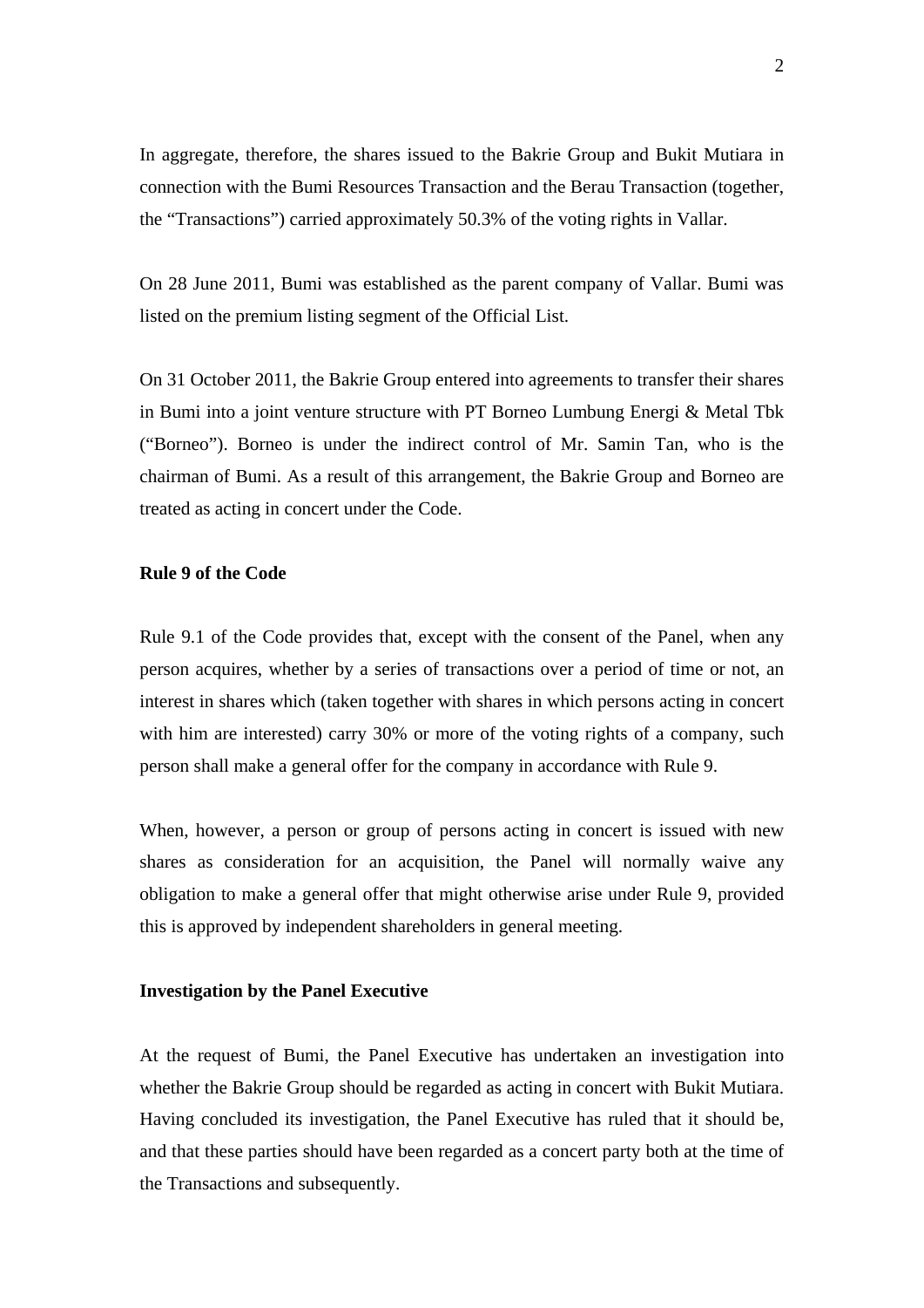In aggregate, therefore, the shares issued to the Bakrie Group and Bukit Mutiara in connection with the Bumi Resources Transaction and the Berau Transaction (together, the "Transactions") carried approximately 50.3% of the voting rights in Vallar.

On 28 June 2011, Bumi was established as the parent company of Vallar. Bumi was listed on the premium listing segment of the Official List.

On 31 October 2011, the Bakrie Group entered into agreements to transfer their shares in Bumi into a joint venture structure with PT Borneo Lumbung Energi & Metal Tbk ("Borneo"). Borneo is under the indirect control of Mr. Samin Tan, who is the chairman of Bumi. As a result of this arrangement, the Bakrie Group and Borneo are treated as acting in concert under the Code.

**Rule 9 of the Code**

Rule 9.1 of the Code provides that, except with the consent of the Panel, when any person acquires, whether by a series of transactions over a period of time or not, an interest in shares which (taken together with shares in which persons acting in concert with him are interested) carry 30% or more of the voting rights of a company, such person shall make a general offer for the company in accordance with Rule 9.

When, however, a person or group of persons acting in concert is issued with new shares as consideration for an acquisition, the Panel will normally waive any obligation to make a general offer that might otherwise arise under Rule 9, provided this is approved by independent shareholders in general meeting.

**Investigation by the Panel Executive**

At the request of Bumi, the Panel Executive has undertaken an investigation into whether the Bakrie Group should be regarded as acting in concert with Bukit Mutiara. Having concluded its investigation, the Panel Executive has ruled that it should be, and that these parties should have been regarded as a concert party both at the time of the Transactions and subsequently.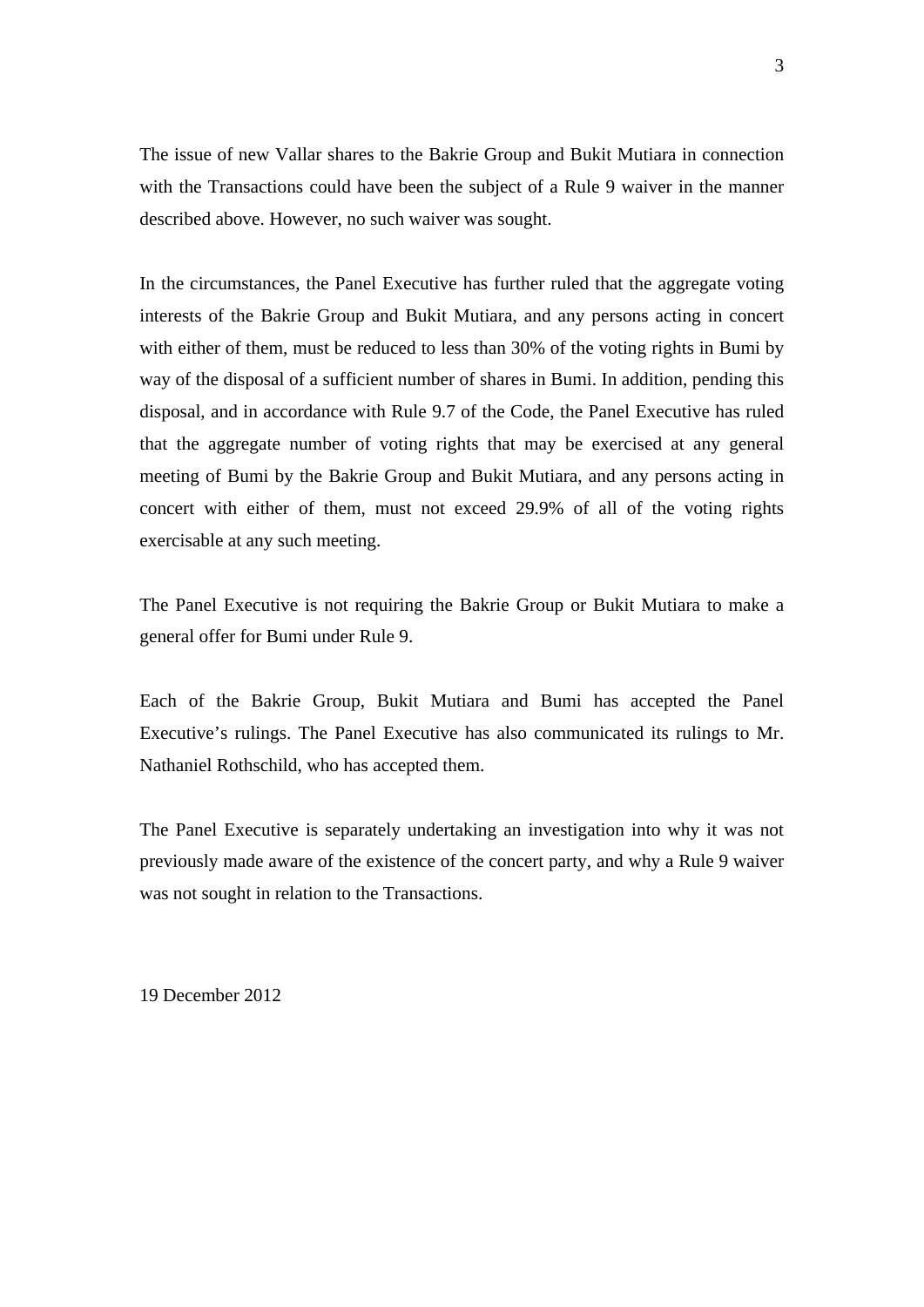The issue of new Vallar shares to the Bakrie Group and Bukit Mutiara in connection with the Transactions could have been the subject of a Rule 9 waiver in the manner described above. However, no such waiver was sought.

In the circumstances, the Panel Executive has further ruled that the aggregate voting interests of the Bakrie Group and Bukit Mutiara, and any persons acting in concert with either of them, must be reduced to less than 30% of the voting rights in Bumi by way of the disposal of a sufficient number of shares in Bumi. In addition, pending this disposal, and in accordance with Rule 9.7 of the Code, the Panel Executive has ruled that the aggregate number of voting rights that may be exercised at any general meeting of Bumi by the Bakrie Group and Bukit Mutiara, and any persons acting in concert with either of them, must not exceed 29.9% of all of the voting rights exercisable at any such meeting.

The Panel Executive is not requiring the Bakrie Group or Bukit Mutiara to make a general offer for Bumi under Rule 9.

Each of the Bakrie Group, Bukit Mutiara and Bumi has accepted the Panel Executive's rulings. The Panel Executive has also communicated its rulings to Mr. Nathaniel Rothschild, who has accepted them.

The Panel Executive is separately undertaking an investigation into why it was not previously made aware of the existence of the concert party, and why a Rule 9 waiver was not sought in relation to the Transactions.

19 December 2012